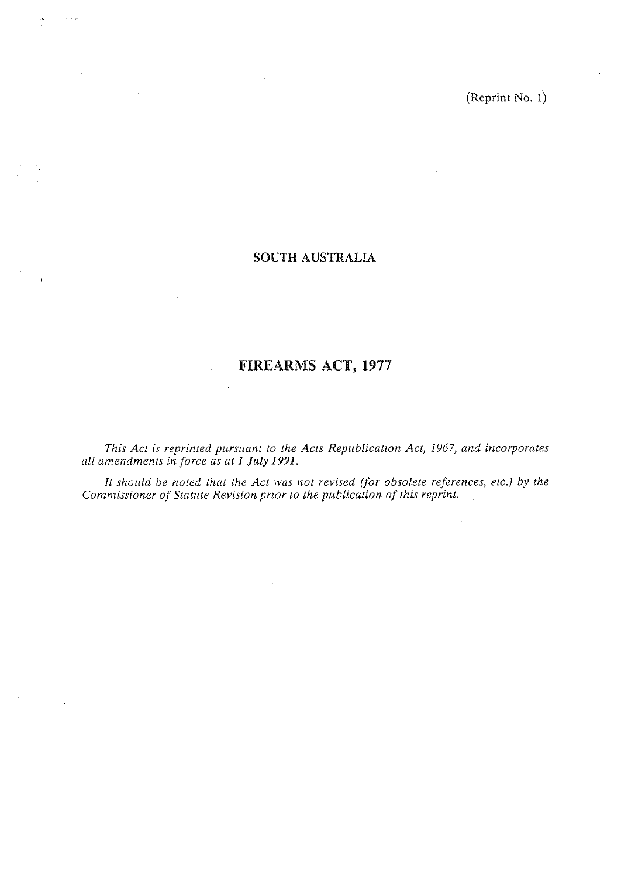(Reprint No. 1)

## SOUTH AUSTRALIA

# FIREARMS ACT, 1977

*This Act is reprinted pursuant to the Acts Republication Act, 1967, and incorporates all amendments in force as at **1 July 1991**.*

*It should be noted that the Act was not revised (for obsolete references, etc.) by the Commissioner of Statute Revision prior to the publication of this reprint.*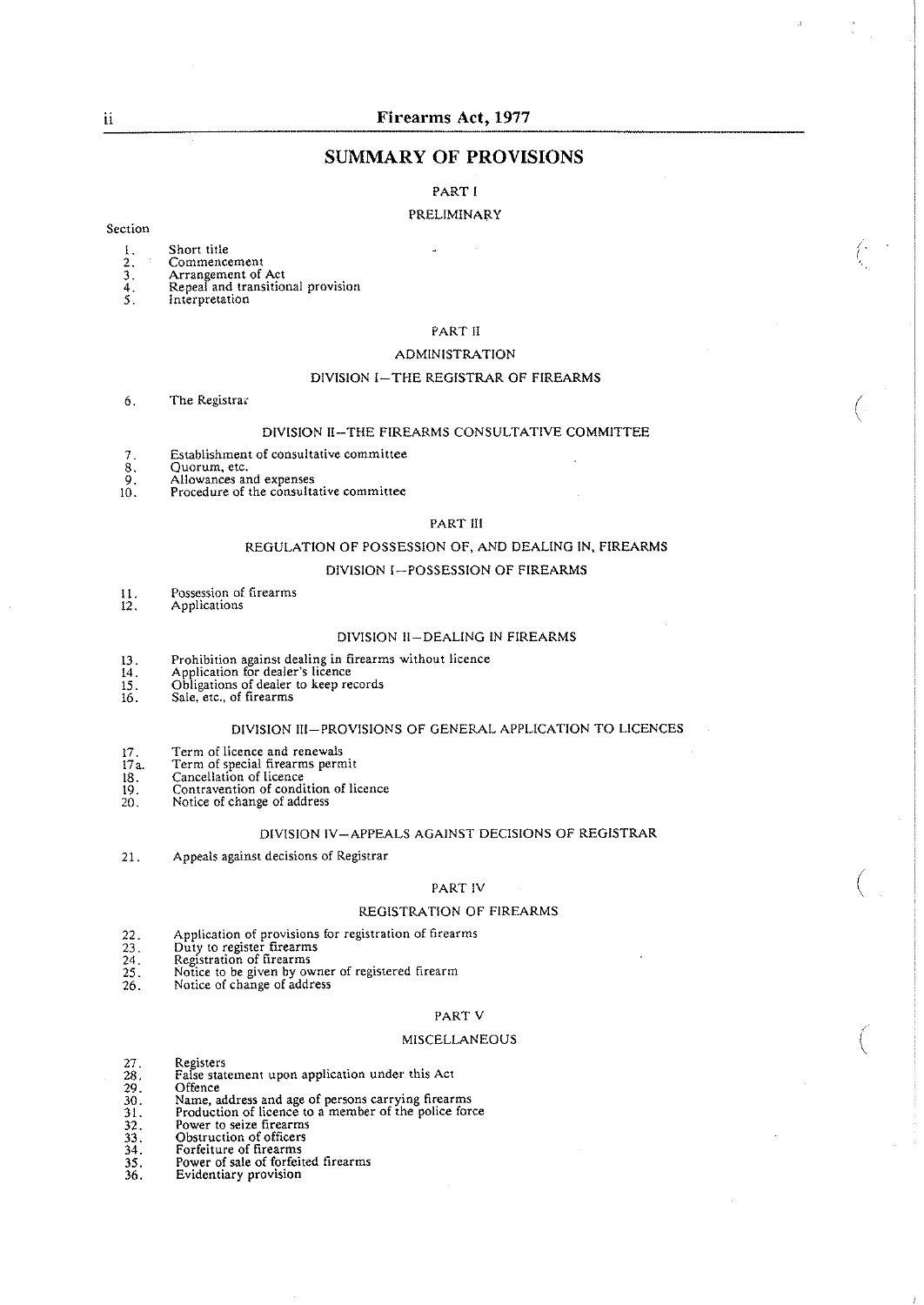# SUMMARY OF PROVISIONS

## PART I

### PRELIMINARY

Section

1. Short title
2. Commencement
3. Arrangement of Act
4. Repeal and transitional provision
5. Interpretation

## PART II

### ADMINISTRATION

#### DIVISION I—THE REGISTRAR OF FIREARMS

6. The Registrar

#### DIVISION II—THE FIREARMS CONSULTATIVE COMMITTEE

7. Establishment of consultative committee
8. Quorum, etc.
9. Allowances and expenses
10. Procedure of the consultative committee

## PART III

### REGULATION OF POSSESSION OF, AND DEALING IN, FIREARMS

#### DIVISION I—POSSESSION OF FIREARMS

11. Possession of firearms
12. Applications

#### DIVISION II—DEALING IN FIREARMS

13. Prohibition against dealing in firearms without licence
14. Application for dealer's licence
15. Obligations of dealer to keep records
16. Sale, etc., of firearms

#### DIVISION III—PROVISIONS OF GENERAL APPLICATION TO LICENCES

17. Term of licence and renewals

17a. Term of special firearms permit

18. Cancellation of licence
19. Contravention of condition of licence
20. Notice of change of address

#### DIVISION IV—APPEALS AGAINST DECISIONS OF REGISTRAR

21. Appeals against decisions of Registrar

## PART IV

### REGISTRATION OF FIREARMS

22. Application of provisions for registration of firearms
23. Duty to register firearms
24. Registration of firearms
25. Notice to be given by owner of registered firearm
26. Notice of change of address

## PART V

### MISCELLANEOUS

27. Registers
28. False statement upon application under this Act
29. Offence
30. Name, address and age of persons carrying firearms
31. Production of licence to a member of the police force
32. Power to seize firearms
33. Obstruction of officers
34. Forfeiture of firearms
35. Power of sale of forfeited firearms
36. Evidentiary provision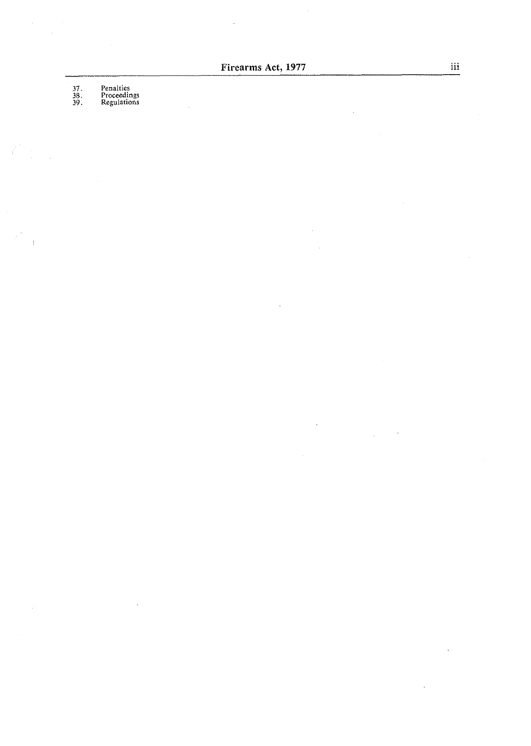37. Penalties
38. Proceedings
39. Regulations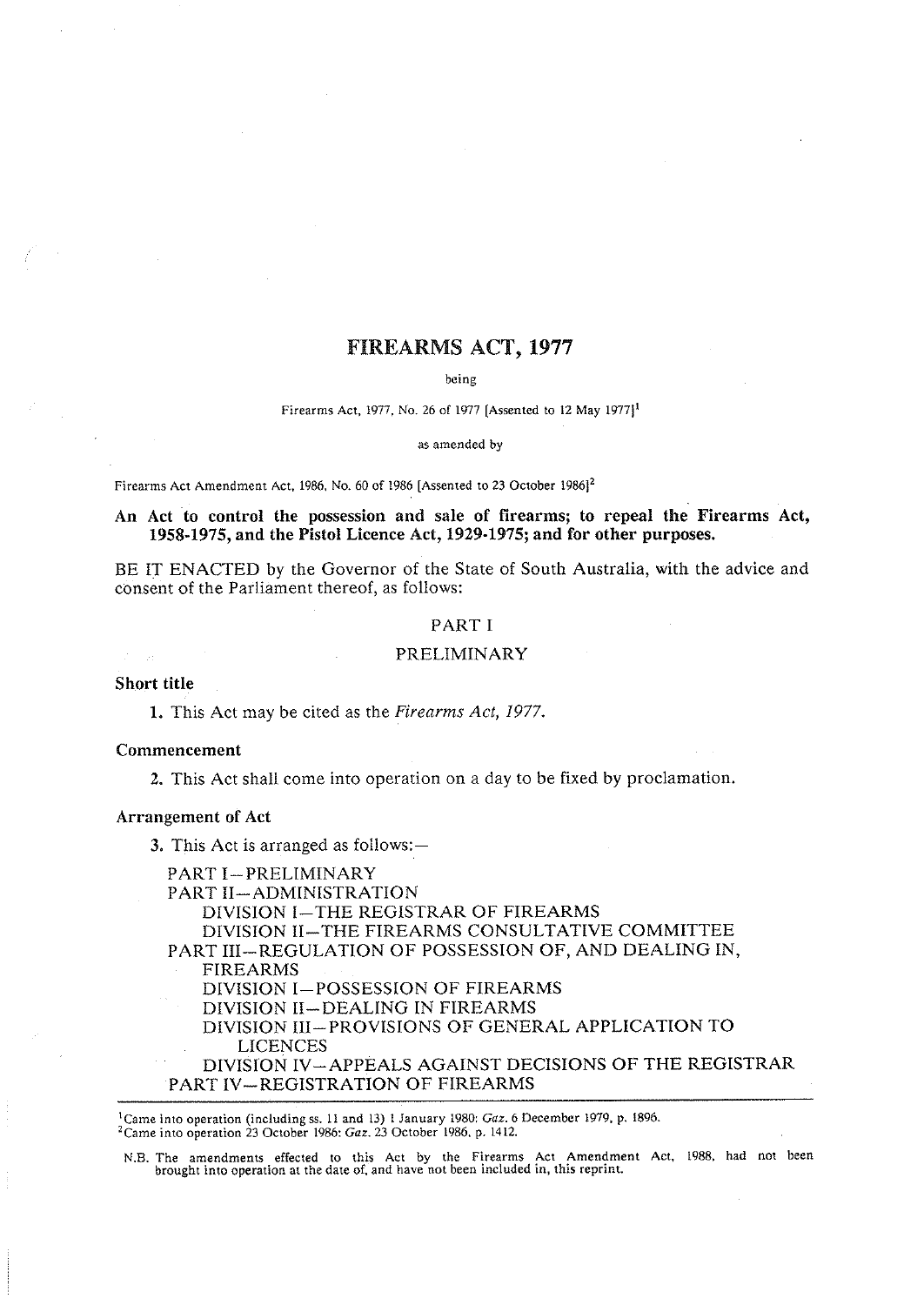# FIREARMS ACT, 1977

being

Firearms Act, 1977, No. 26 of 1977 [Assented to 12 May 1977][1]

as amended by

Firearms Act Amendment Act, 1986, No. 60 of 1986 [Assented to 23 October 1986][2]

**An Act to control the possession and sale of firearms; to repeal the Firearms Act, 1958-1975, and the Pistol Licence Act, 1929-1975; and for other purposes.**

BE IT ENACTED by the Governor of the State of South Australia, with the advice and consent of the Parliament thereof, as follows:

PART I

PRELIMINARY

**Short title**

**1.** This Act may be cited as the *Firearms Act, 1977.*

**Commencement**

**2.** This Act shall come into operation on a day to be fixed by proclamation.

**Arrangement of Act**

**3.** This Act is arranged as follows:—

PART I—PRELIMINARY
PART II—ADMINISTRATION
DIVISION I—THE REGISTRAR OF FIREARMS
DIVISION II—THE FIREARMS CONSULTATIVE COMMITTEE
PART III—REGULATION OF POSSESSION OF, AND DEALING IN, FIREARMS
DIVISION I—POSSESSION OF FIREARMS
DIVISION II—DEALING IN FIREARMS
DIVISION III—PROVISIONS OF GENERAL APPLICATION TO LICENCES
DIVISION IV—APPEALS AGAINST DECISIONS OF THE REGISTRAR
PART IV—REGISTRATION OF FIREARMS

---

[1] Came into operation (including ss. 11 and 13) 1 January 1980: *Gaz.* 6 December 1979, p. 1896.
[2] Came into operation 23 October 1986: *Gaz.* 23 October 1986, p. 1412.

N.B. The amendments effected to this Act by the Firearms Act Amendment Act, 1988, had not been brought into operation at the date of, and have not been included in, this reprint.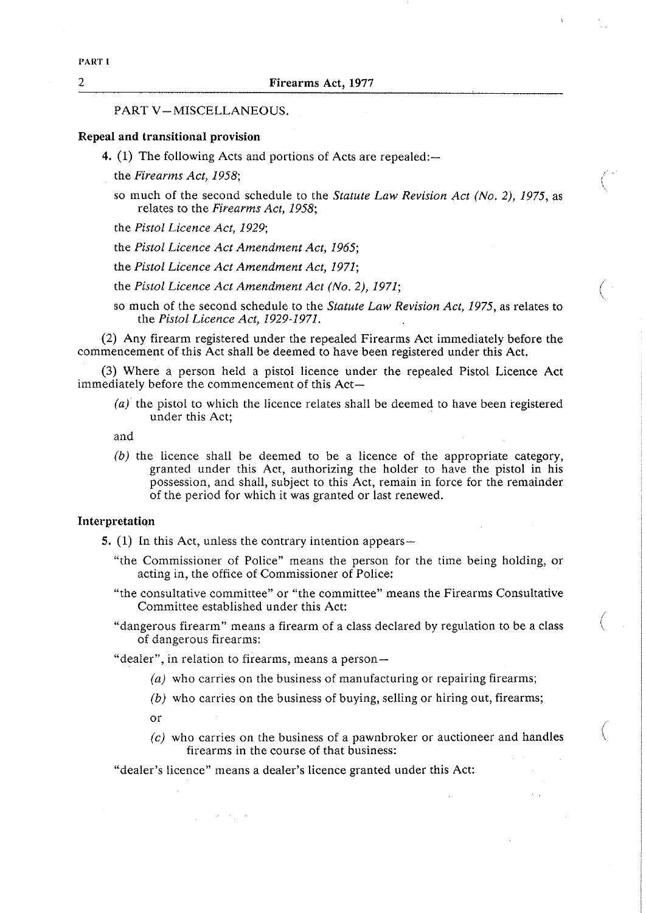PART V—MISCELLANEOUS.

**Repeal and transitional provision**

**4.** (1) The following Acts and portions of Acts are repealed:—

the *Firearms Act, 1958*;

so much of the second schedule to the *Statute Law Revision Act (No. 2), 1975*, as relates to the *Firearms Act, 1958*;

the *Pistol Licence Act, 1929*;

the *Pistol Licence Act Amendment Act, 1965*;

the *Pistol Licence Act Amendment Act, 1971*;

the *Pistol Licence Act Amendment Act (No. 2), 1971*;

so much of the second schedule to the *Statute Law Revision Act, 1975*, as relates to the *Pistol Licence Act, 1929-1971*.

(2) Any firearm registered under the repealed Firearms Act immediately before the commencement of this Act shall be deemed to have been registered under this Act.

(3) Where a person held a pistol licence under the repealed Pistol Licence Act immediately before the commencement of this Act—

*(a)* the pistol to which the licence relates shall be deemed to have been registered under this Act;

and

*(b)* the licence shall be deemed to be a licence of the appropriate category, granted under this Act, authorizing the holder to have the pistol in his possession, and shall, subject to this Act, remain in force for the remainder of the period for which it was granted or last renewed.

**Interpretation**

**5.** (1) In this Act, unless the contrary intention appears—

"the Commissioner of Police" means the person for the time being holding, or acting in, the office of Commissioner of Police:

"the consultative committee" or "the committee" means the Firearms Consultative Committee established under this Act:

"dangerous firearm" means a firearm of a class declared by regulation to be a class of dangerous firearms:

"dealer", in relation to firearms, means a person—

*(a)* who carries on the business of manufacturing or repairing firearms;

*(b)* who carries on the business of buying, selling or hiring out, firearms;

or

*(c)* who carries on the business of a pawnbroker or auctioneer and handles firearms in the course of that business:

"dealer's licence" means a dealer's licence granted under this Act: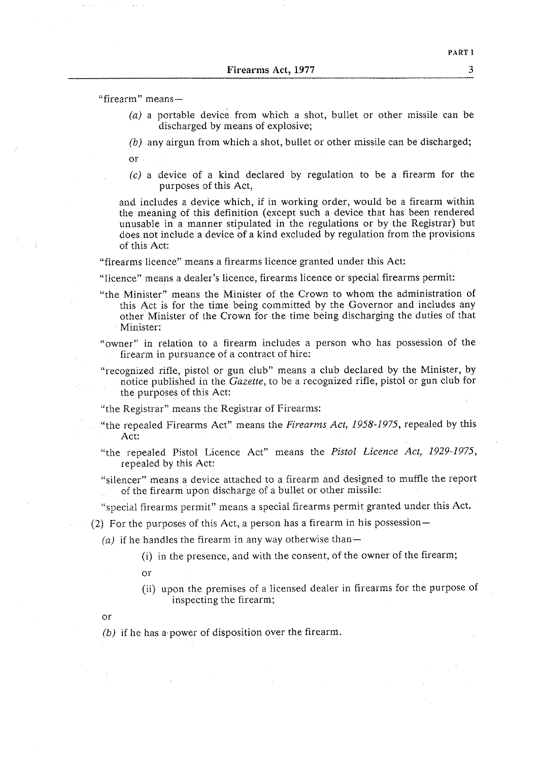"firearm" means—

(a) a portable device from which a shot, bullet or other missile can be discharged by means of explosive;

(b) any airgun from which a shot, bullet or other missile can be discharged;

or

(c) a device of a kind declared by regulation to be a firearm for the purposes of this Act,

and includes a device which, if in working order, would be a firearm within the meaning of this definition (except such a device that has been rendered unusable in a manner stipulated in the regulations or by the Registrar) but does not include a device of a kind excluded by regulation from the provisions of this Act:

"firearms licence" means a firearms licence granted under this Act:

"licence" means a dealer's licence, firearms licence or special firearms permit:

"the Minister" means the Minister of the Crown to whom the administration of this Act is for the time being committed by the Governor and includes any other Minister of the Crown for the time being discharging the duties of that Minister:

"owner" in relation to a firearm includes a person who has possession of the firearm in pursuance of a contract of hire:

"recognized rifle, pistol or gun club" means a club declared by the Minister, by notice published in the *Gazette*, to be a recognized rifle, pistol or gun club for the purposes of this Act:

"the Registrar" means the Registrar of Firearms:

"the repealed Firearms Act" means the *Firearms Act, 1958-1975*, repealed by this Act:

"the repealed Pistol Licence Act" means the *Pistol Licence Act, 1929-1975*, repealed by this Act:

"silencer" means a device attached to a firearm and designed to muffle the report of the firearm upon discharge of a bullet or other missile:

"special firearms permit" means a special firearms permit granted under this Act.

(2) For the purposes of this Act, a person has a firearm in his possession—

(a) if he handles the firearm in any way otherwise than—

(i) in the presence, and with the consent, of the owner of the firearm;

or

(ii) upon the premises of a licensed dealer in firearms for the purpose of inspecting the firearm;

or

(b) if he has a power of disposition over the firearm.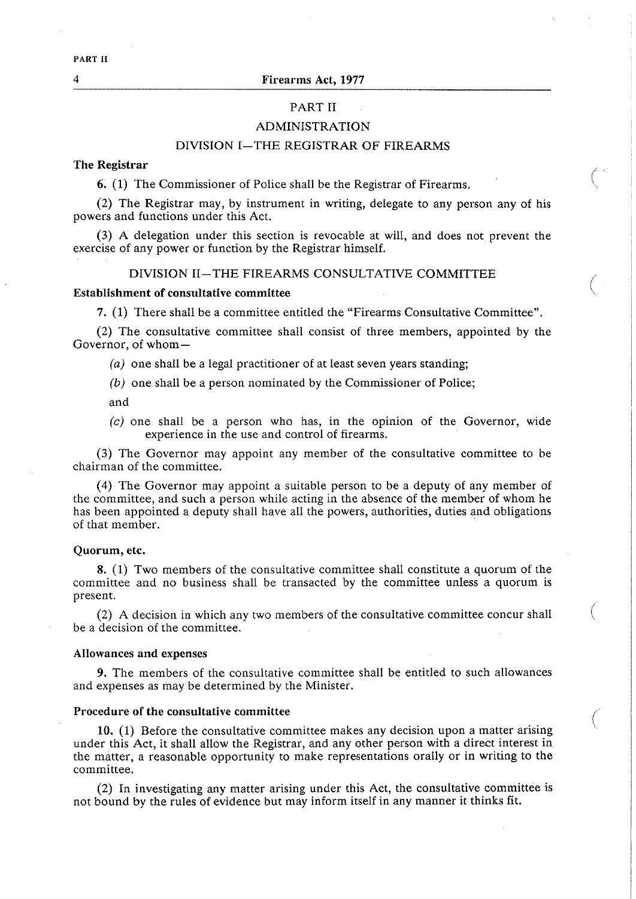## PART II

## ADMINISTRATION

### DIVISION I—THE REGISTRAR OF FIREARMS

**The Registrar**

**6.** (1) The Commissioner of Police shall be the Registrar of Firearms.

(2) The Registrar may, by instrument in writing, delegate to any person any of his powers and functions under this Act.

(3) A delegation under this section is revocable at will, and does not prevent the exercise of any power or function by the Registrar himself.

### DIVISION II—THE FIREARMS CONSULTATIVE COMMITTEE

**Establishment of consultative committee**

**7.** (1) There shall be a committee entitled the "Firearms Consultative Committee".

(2) The consultative committee shall consist of three members, appointed by the Governor, of whom—

*(a)* one shall be a legal practitioner of at least seven years standing;

*(b)* one shall be a person nominated by the Commissioner of Police;

and

*(c)* one shall be a person who has, in the opinion of the Governor, wide experience in the use and control of firearms.

(3) The Governor may appoint any member of the consultative committee to be chairman of the committee.

(4) The Governor may appoint a suitable person to be a deputy of any member of the committee, and such a person while acting in the absence of the member of whom he has been appointed a deputy shall have all the powers, authorities, duties and obligations of that member.

**Quorum, etc.**

**8.** (1) Two members of the consultative committee shall constitute a quorum of the committee and no business shall be transacted by the committee unless a quorum is present.

(2) A decision in which any two members of the consultative committee concur shall be a decision of the committee.

**Allowances and expenses**

**9.** The members of the consultative committee shall be entitled to such allowances and expenses as may be determined by the Minister.

**Procedure of the consultative committee**

**10.** (1) Before the consultative committee makes any decision upon a matter arising under this Act, it shall allow the Registrar, and any other person with a direct interest in the matter, a reasonable opportunity to make representations orally or in writing to the committee.

(2) In investigating any matter arising under this Act, the consultative committee is not bound by the rules of evidence but may inform itself in any manner it thinks fit.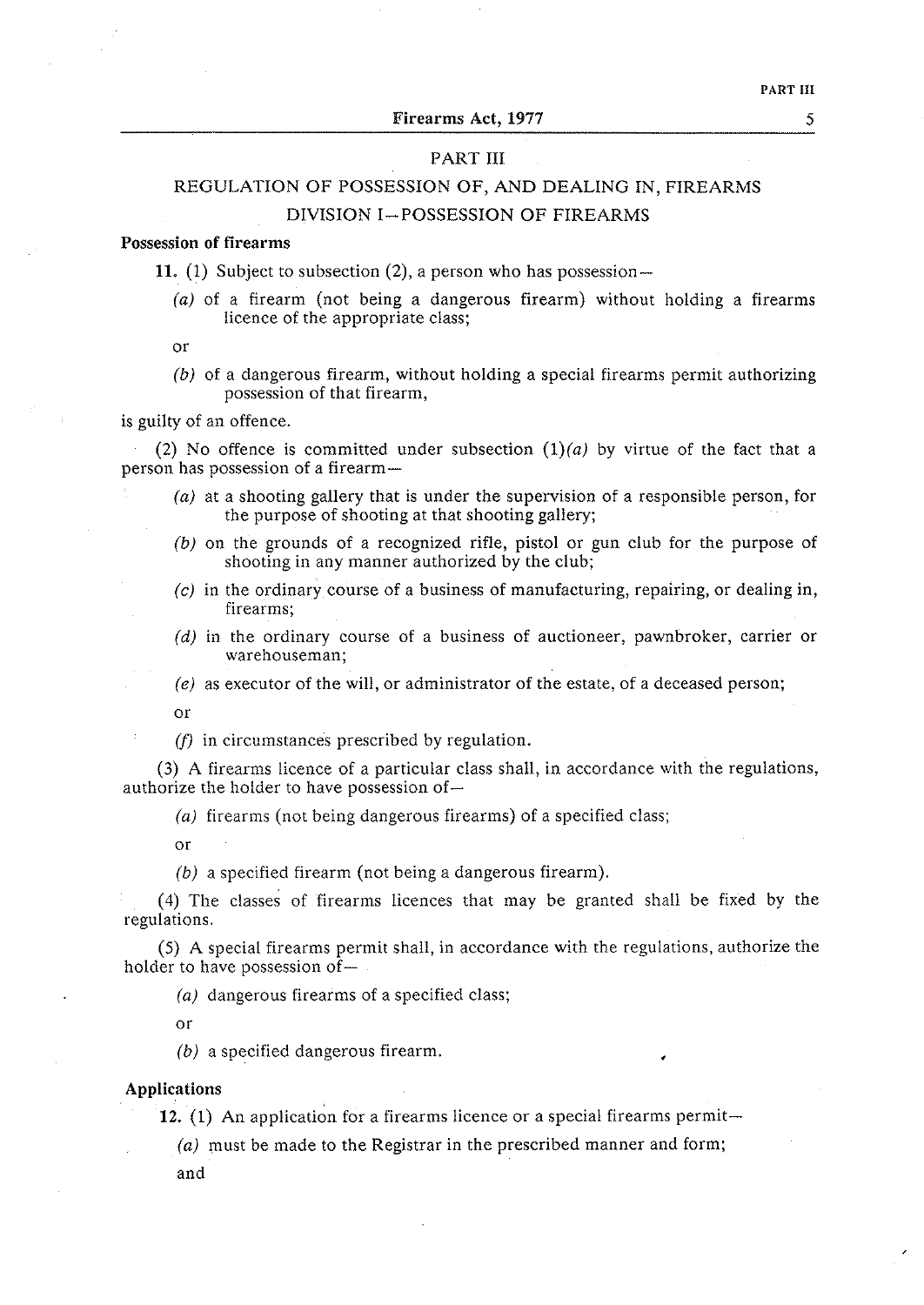## PART III

## REGULATION OF POSSESSION OF, AND DEALING IN, FIREARMS

### DIVISION I—POSSESSION OF FIREARMS

**Possession of firearms**

**11.** (1) Subject to subsection (2), a person who has possession—

*(a)* of a firearm (not being a dangerous firearm) without holding a firearms licence of the appropriate class;

or

*(b)* of a dangerous firearm, without holding a special firearms permit authorizing possession of that firearm,

is guilty of an offence.

(2) No offence is committed under subsection (1)*(a)* by virtue of the fact that a person has possession of a firearm—

*(a)* at a shooting gallery that is under the supervision of a responsible person, for the purpose of shooting at that shooting gallery;

*(b)* on the grounds of a recognized rifle, pistol or gun club for the purpose of shooting in any manner authorized by the club;

*(c)* in the ordinary course of a business of manufacturing, repairing, or dealing in, firearms;

*(d)* in the ordinary course of a business of auctioneer, pawnbroker, carrier or warehouseman;

*(e)* as executor of the will, or administrator of the estate, of a deceased person;

or

*(f)* in circumstances prescribed by regulation.

(3) A firearms licence of a particular class shall, in accordance with the regulations, authorize the holder to have possession of—

*(a)* firearms (not being dangerous firearms) of a specified class;

or

*(b)* a specified firearm (not being a dangerous firearm).

(4) The classes of firearms licences that may be granted shall be fixed by the regulations.

(5) A special firearms permit shall, in accordance with the regulations, authorize the holder to have possession of—

*(a)* dangerous firearms of a specified class;

or

*(b)* a specified dangerous firearm.

**Applications**

**12.** (1) An application for a firearms licence or a special firearms permit—

*(a)* must be made to the Registrar in the prescribed manner and form;

and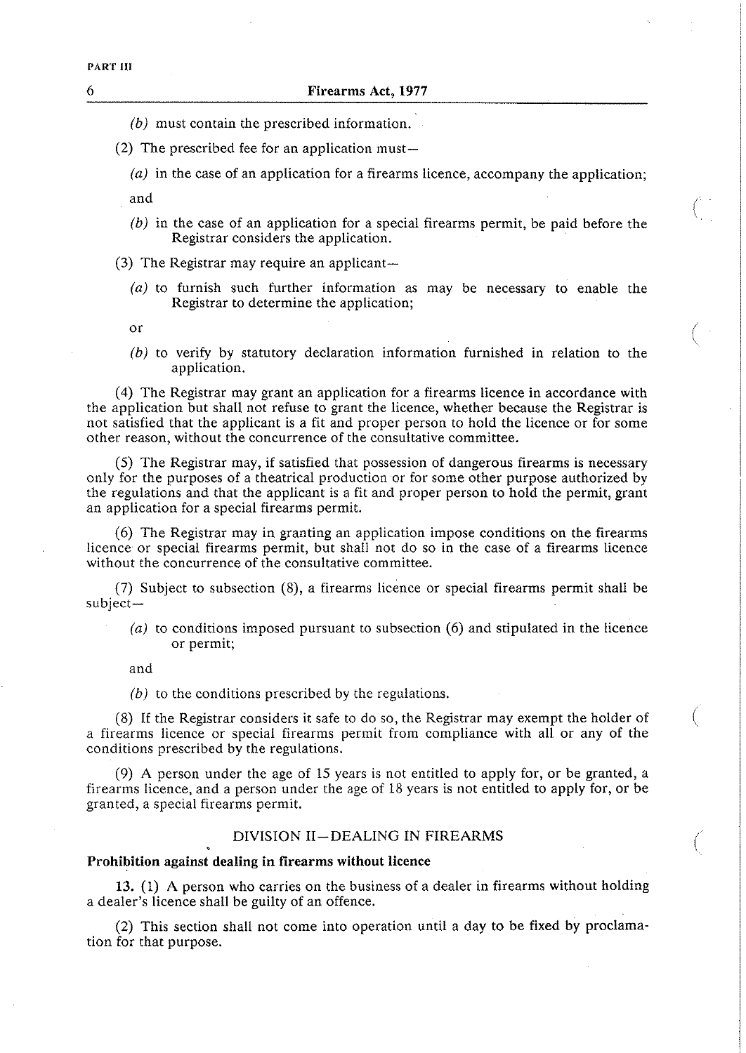(b) must contain the prescribed information.

(2) The prescribed fee for an application must—

(a) in the case of an application for a firearms licence, accompany the application;

and

(b) in the case of an application for a special firearms permit, be paid before the Registrar considers the application.

(3) The Registrar may require an applicant—

(a) to furnish such further information as may be necessary to enable the Registrar to determine the application;

or

(b) to verify by statutory declaration information furnished in relation to the application.

(4) The Registrar may grant an application for a firearms licence in accordance with the application but shall not refuse to grant the licence, whether because the Registrar is not satisfied that the applicant is a fit and proper person to hold the licence or for some other reason, without the concurrence of the consultative committee.

(5) The Registrar may, if satisfied that possession of dangerous firearms is necessary only for the purposes of a theatrical production or for some other purpose authorized by the regulations and that the applicant is a fit and proper person to hold the permit, grant an application for a special firearms permit.

(6) The Registrar may in granting an application impose conditions on the firearms licence or special firearms permit, but shall not do so in the case of a firearms licence without the concurrence of the consultative committee.

(7) Subject to subsection (8), a firearms licence or special firearms permit shall be subject—

(a) to conditions imposed pursuant to subsection (6) and stipulated in the licence or permit;

and

(b) to the conditions prescribed by the regulations.

(8) If the Registrar considers it safe to do so, the Registrar may exempt the holder of a firearms licence or special firearms permit from compliance with all or any of the conditions prescribed by the regulations.

(9) A person under the age of 15 years is not entitled to apply for, or be granted, a firearms licence, and a person under the age of 18 years is not entitled to apply for, or be granted, a special firearms permit.

## DIVISION II—DEALING IN FIREARMS

**Prohibition against dealing in firearms without licence**

**13.** (1) A person who carries on the business of a dealer in firearms without holding a dealer's licence shall be guilty of an offence.

(2) This section shall not come into operation until a day to be fixed by proclamation for that purpose.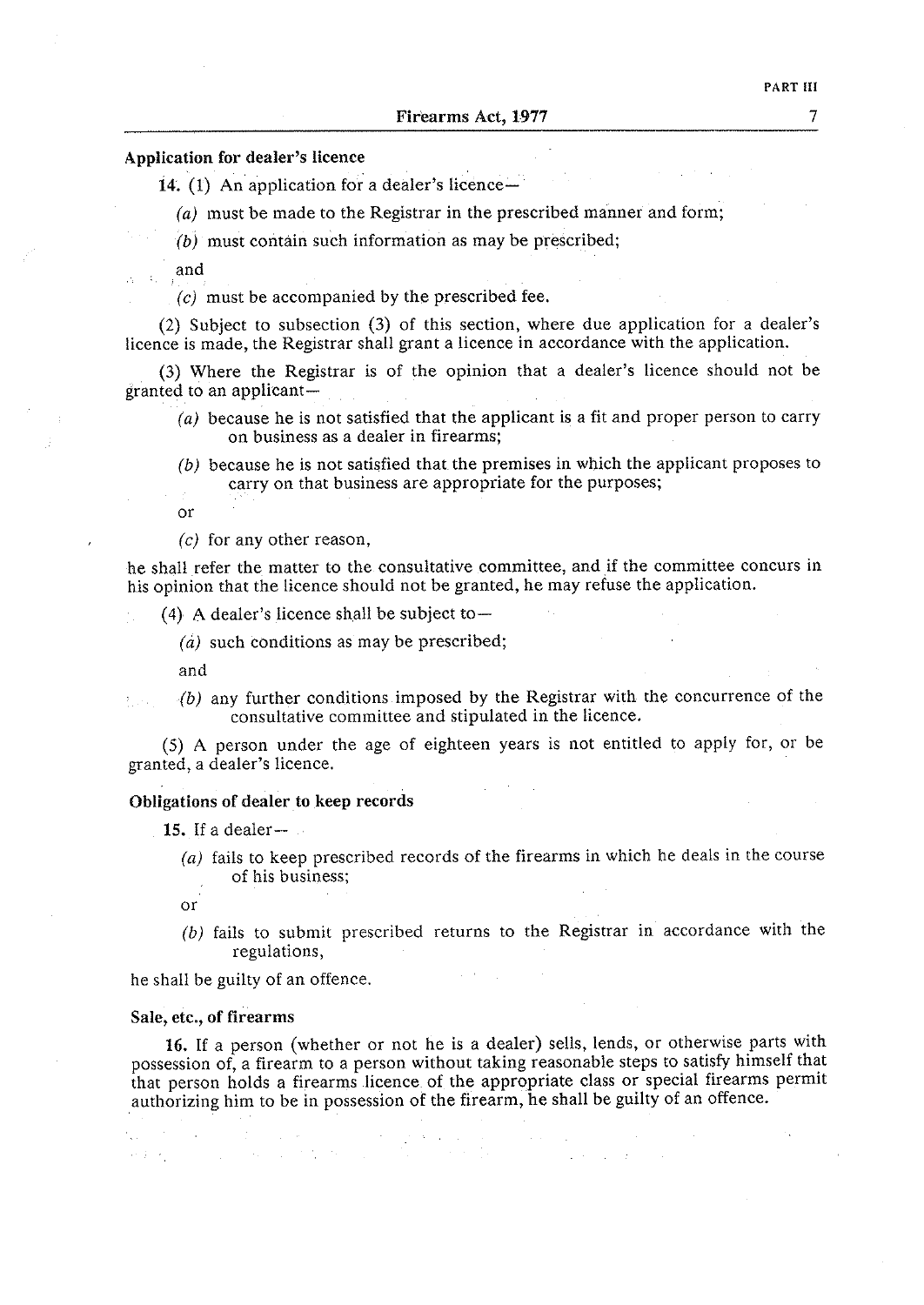**Application for dealer's licence**

**14.** (1) An application for a dealer's licence—

*(a)* must be made to the Registrar in the prescribed manner and form;

*(b)* must contain such information as may be prescribed;

and

*(c)* must be accompanied by the prescribed fee.

(2) Subject to subsection (3) of this section, where due application for a dealer's licence is made, the Registrar shall grant a licence in accordance with the application.

(3) Where the Registrar is of the opinion that a dealer's licence should not be granted to an applicant—

*(a)* because he is not satisfied that the applicant is a fit and proper person to carry on business as a dealer in firearms;

*(b)* because he is not satisfied that the premises in which the applicant proposes to carry on that business are appropriate for the purposes;

or

*(c)* for any other reason,

he shall refer the matter to the consultative committee, and if the committee concurs in his opinion that the licence should not be granted, he may refuse the application.

(4) A dealer's licence shall be subject to—

*(a)* such conditions as may be prescribed;

and

*(b)* any further conditions imposed by the Registrar with the concurrence of the consultative committee and stipulated in the licence.

(5) A person under the age of eighteen years is not entitled to apply for, or be granted, a dealer's licence.

**Obligations of dealer to keep records**

**15.** If a dealer—

*(a)* fails to keep prescribed records of the firearms in which he deals in the course of his business;

or

*(b)* fails to submit prescribed returns to the Registrar in accordance with the regulations,

he shall be guilty of an offence.

**Sale, etc., of firearms**

**16.** If a person (whether or not he is a dealer) sells, lends, or otherwise parts with possession of, a firearm to a person without taking reasonable steps to satisfy himself that that person holds a firearms licence of the appropriate class or special firearms permit authorizing him to be in possession of the firearm, he shall be guilty of an offence.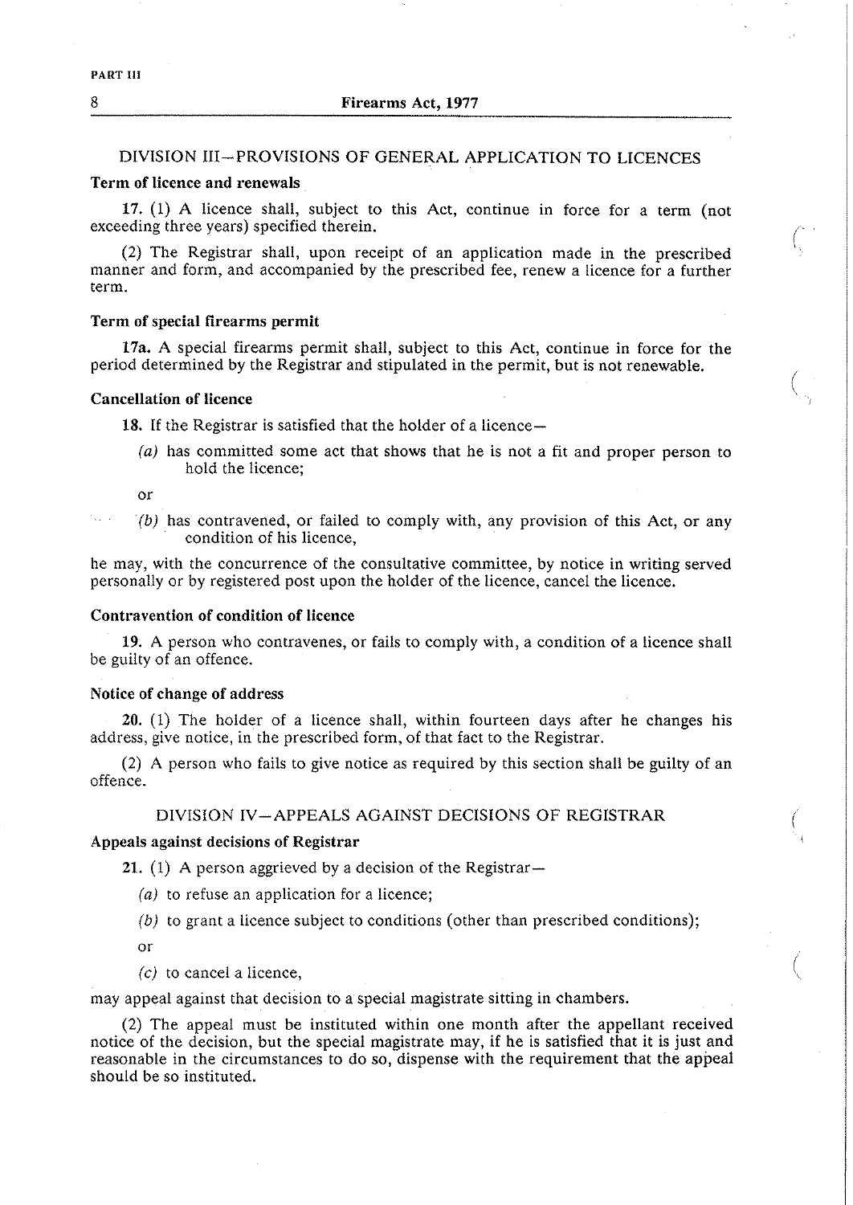## DIVISION III—PROVISIONS OF GENERAL APPLICATION TO LICENCES

**Term of licence and renewals**

**17.** (1) A licence shall, subject to this Act, continue in force for a term (not exceeding three years) specified therein.

(2) The Registrar shall, upon receipt of an application made in the prescribed manner and form, and accompanied by the prescribed fee, renew a licence for a further term.

**Term of special firearms permit**

**17a.** A special firearms permit shall, subject to this Act, continue in force for the period determined by the Registrar and stipulated in the permit, but is not renewable.

**Cancellation of licence**

**18.** If the Registrar is satisfied that the holder of a licence—

*(a)* has committed some act that shows that he is not a fit and proper person to hold the licence;

or

*(b)* has contravened, or failed to comply with, any provision of this Act, or any condition of his licence,

he may, with the concurrence of the consultative committee, by notice in writing served personally or by registered post upon the holder of the licence, cancel the licence.

**Contravention of condition of licence**

**19.** A person who contravenes, or fails to comply with, a condition of a licence shall be guilty of an offence.

**Notice of change of address**

**20.** (1) The holder of a licence shall, within fourteen days after he changes his address, give notice, in the prescribed form, of that fact to the Registrar.

(2) A person who fails to give notice as required by this section shall be guilty of an offence.

## DIVISION IV—APPEALS AGAINST DECISIONS OF REGISTRAR

**Appeals against decisions of Registrar**

**21.** (1) A person aggrieved by a decision of the Registrar—

*(a)* to refuse an application for a licence;

*(b)* to grant a licence subject to conditions (other than prescribed conditions);

or

*(c)* to cancel a licence,

may appeal against that decision to a special magistrate sitting in chambers.

(2) The appeal must be instituted within one month after the appellant received notice of the decision, but the special magistrate may, if he is satisfied that it is just and reasonable in the circumstances to do so, dispense with the requirement that the appeal should be so instituted.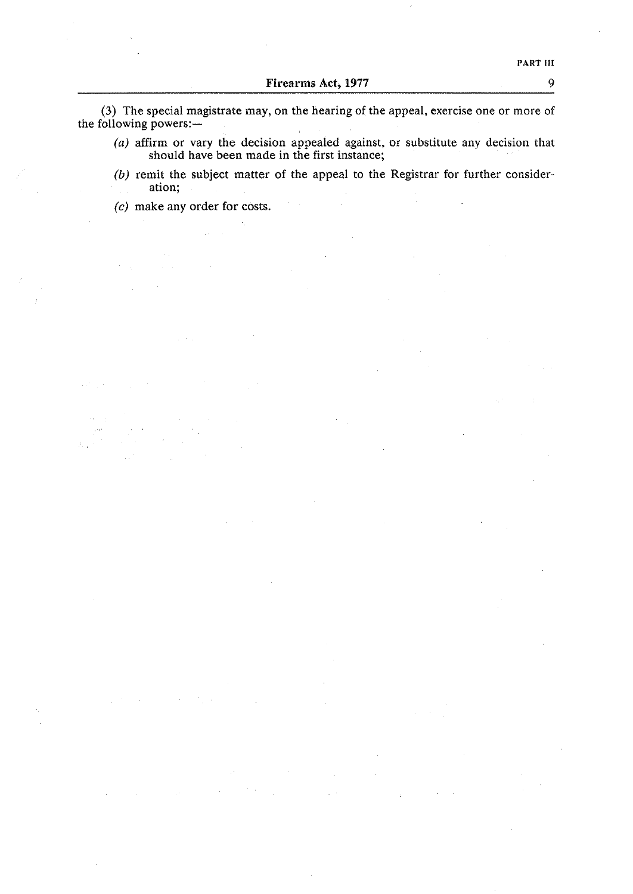(3) The special magistrate may, on the hearing of the appeal, exercise one or more of the following powers:—

*(a)* affirm or vary the decision appealed against, or substitute any decision that should have been made in the first instance;

*(b)* remit the subject matter of the appeal to the Registrar for further consideration;

*(c)* make any order for costs.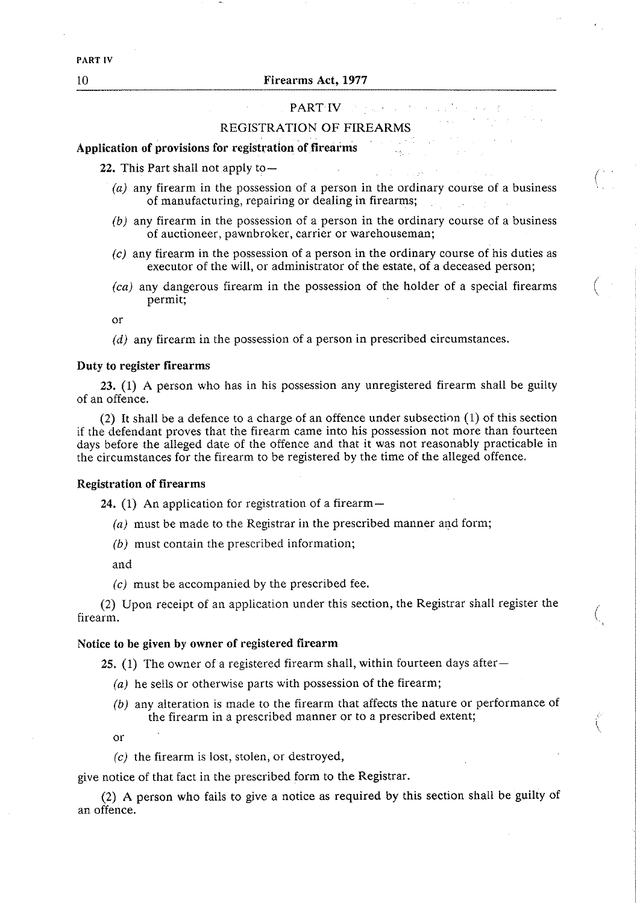## PART IV

## REGISTRATION OF FIREARMS

**Application of provisions for registration of firearms**

**22.** This Part shall not apply to—

*(a)* any firearm in the possession of a person in the ordinary course of a business of manufacturing, repairing or dealing in firearms;

*(b)* any firearm in the possession of a person in the ordinary course of a business of auctioneer, pawnbroker, carrier or warehouseman;

*(c)* any firearm in the possession of a person in the ordinary course of his duties as executor of the will, or administrator of the estate, of a deceased person;

*(ca)* any dangerous firearm in the possession of the holder of a special firearms permit;

or

*(d)* any firearm in the possession of a person in prescribed circumstances.

**Duty to register firearms**

**23.** (1) A person who has in his possession any unregistered firearm shall be guilty of an offence.

(2) It shall be a defence to a charge of an offence under subsection (1) of this section if the defendant proves that the firearm came into his possession not more than fourteen days before the alleged date of the offence and that it was not reasonably practicable in the circumstances for the firearm to be registered by the time of the alleged offence.

**Registration of firearms**

**24.** (1) An application for registration of a firearm—

*(a)* must be made to the Registrar in the prescribed manner and form;

*(b)* must contain the prescribed information;

and

*(c)* must be accompanied by the prescribed fee.

(2) Upon receipt of an application under this section, the Registrar shall register the firearm.

**Notice to be given by owner of registered firearm**

**25.** (1) The owner of a registered firearm shall, within fourteen days after—

*(a)* he sells or otherwise parts with possession of the firearm;

*(b)* any alteration is made to the firearm that affects the nature or performance of the firearm in a prescribed manner or to a prescribed extent;

or

*(c)* the firearm is lost, stolen, or destroyed,

give notice of that fact in the prescribed form to the Registrar.

(2) A person who fails to give a notice as required by this section shall be guilty of an offence.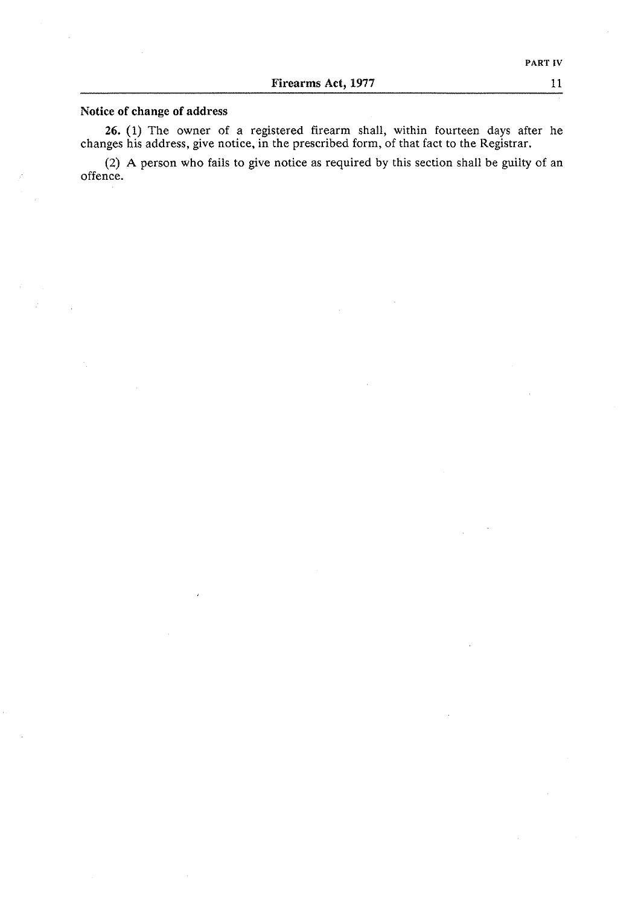### Notice of change of address

**26.** (1) The owner of a registered firearm shall, within fourteen days after he changes his address, give notice, in the prescribed form, of that fact to the Registrar.

(2) A person who fails to give notice as required by this section shall be guilty of an offence.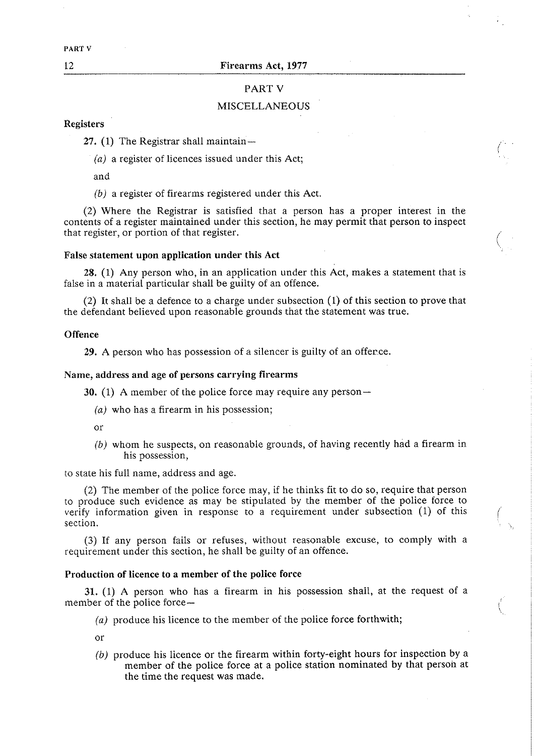## PART V

## MISCELLANEOUS

**Registers**

27. (1) The Registrar shall maintain—

*(a)* a register of licences issued under this Act;

and

*(b)* a register of firearms registered under this Act.

(2) Where the Registrar is satisfied that a person has a proper interest in the contents of a register maintained under this section, he may permit that person to inspect that register, or portion of that register.

**False statement upon application under this Act**

28. (1) Any person who, in an application under this Act, makes a statement that is false in a material particular shall be guilty of an offence.

(2) It shall be a defence to a charge under subsection (1) of this section to prove that the defendant believed upon reasonable grounds that the statement was true.

**Offence**

29. A person who has possession of a silencer is guilty of an offence.

**Name, address and age of persons carrying firearms**

30. (1) A member of the police force may require any person—

*(a)* who has a firearm in his possession;

or

*(b)* whom he suspects, on reasonable grounds, of having recently had a firearm in his possession,

to state his full name, address and age.

(2) The member of the police force may, if he thinks fit to do so, require that person to produce such evidence as may be stipulated by the member of the police force to verify information given in response to a requirement under subsection (1) of this section.

(3) If any person fails or refuses, without reasonable excuse, to comply with a requirement under this section, he shall be guilty of an offence.

**Production of licence to a member of the police force**

31. (1) A person who has a firearm in his possession shall, at the request of a member of the police force—

*(a)* produce his licence to the member of the police force forthwith;

or

*(b)* produce his licence or the firearm within forty-eight hours for inspection by a member of the police force at a police station nominated by that person at the time the request was made.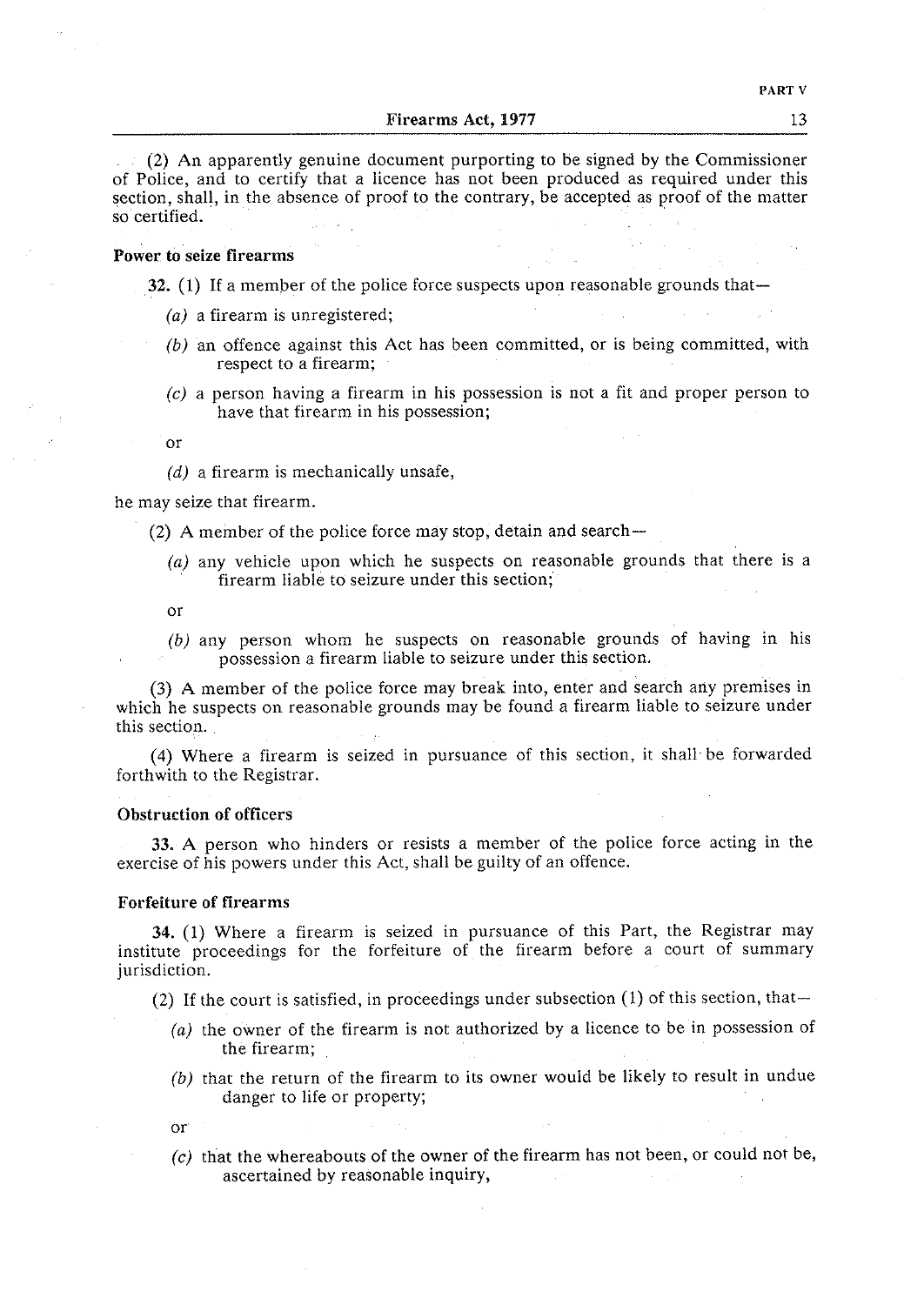(2) An apparently genuine document purporting to be signed by the Commissioner of Police, and to certify that a licence has not been produced as required under this section, shall, in the absence of proof to the contrary, be accepted as proof of the matter so certified.

**Power to seize firearms**

**32.** (1) If a member of the police force suspects upon reasonable grounds that—

(*a*) a firearm is unregistered;

(*b*) an offence against this Act has been committed, or is being committed, with respect to a firearm;

(*c*) a person having a firearm in his possession is not a fit and proper person to have that firearm in his possession;

or

(*d*) a firearm is mechanically unsafe,

he may seize that firearm.

(2) A member of the police force may stop, detain and search—

(*a*) any vehicle upon which he suspects on reasonable grounds that there is a firearm liable to seizure under this section;

or

(*b*) any person whom he suspects on reasonable grounds of having in his possession a firearm liable to seizure under this section.

(3) A member of the police force may break into, enter and search any premises in which he suspects on reasonable grounds may be found a firearm liable to seizure under this section.

(4) Where a firearm is seized in pursuance of this section, it shall be forwarded forthwith to the Registrar.

**Obstruction of officers**

**33.** A person who hinders or resists a member of the police force acting in the exercise of his powers under this Act, shall be guilty of an offence.

**Forfeiture of firearms**

**34.** (1) Where a firearm is seized in pursuance of this Part, the Registrar may institute proceedings for the forfeiture of the firearm before a court of summary jurisdiction.

(2) If the court is satisfied, in proceedings under subsection (1) of this section, that—

(*a*) the owner of the firearm is not authorized by a licence to be in possession of the firearm;

(*b*) that the return of the firearm to its owner would be likely to result in undue danger to life or property;

or

(*c*) that the whereabouts of the owner of the firearm has not been, or could not be, ascertained by reasonable inquiry,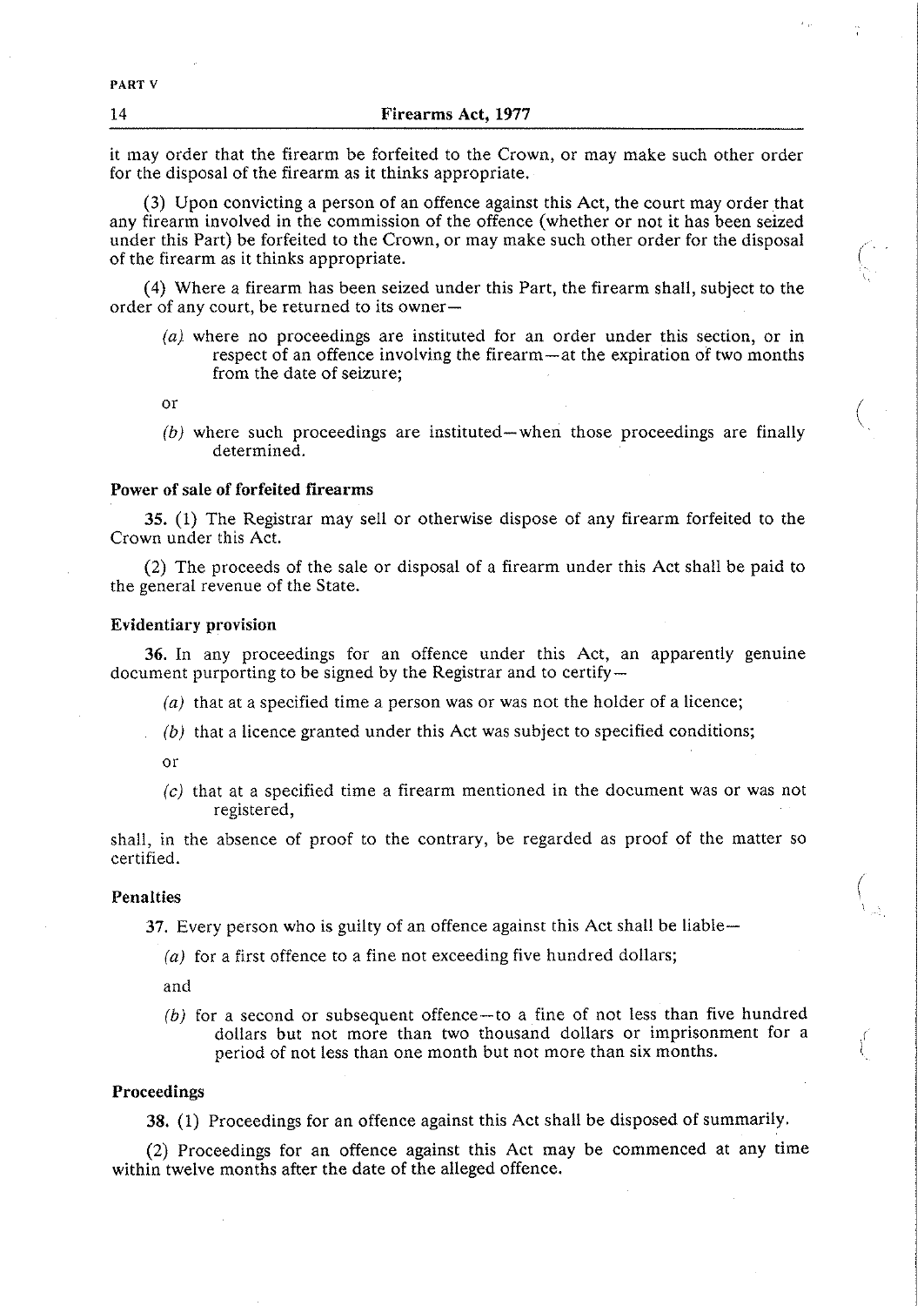it may order that the firearm be forfeited to the Crown, or may make such other order for the disposal of the firearm as it thinks appropriate.

(3) Upon convicting a person of an offence against this Act, the court may order that any firearm involved in the commission of the offence (whether or not it has been seized under this Part) be forfeited to the Crown, or may make such other order for the disposal of the firearm as it thinks appropriate.

(4) Where a firearm has been seized under this Part, the firearm shall, subject to the order of any court, be returned to its owner—

*(a)* where no proceedings are instituted for an order under this section, or in respect of an offence involving the firearm—at the expiration of two months from the date of seizure;

or

*(b)* where such proceedings are instituted—when those proceedings are finally determined.

**Power of sale of forfeited firearms**

**35.** (1) The Registrar may sell or otherwise dispose of any firearm forfeited to the Crown under this Act.

(2) The proceeds of the sale or disposal of a firearm under this Act shall be paid to the general revenue of the State.

**Evidentiary provision**

**36.** In any proceedings for an offence under this Act, an apparently genuine document purporting to be signed by the Registrar and to certify—

*(a)* that at a specified time a person was or was not the holder of a licence;

*(b)* that a licence granted under this Act was subject to specified conditions;

or

*(c)* that at a specified time a firearm mentioned in the document was or was not registered,

shall, in the absence of proof to the contrary, be regarded as proof of the matter so certified.

**Penalties**

**37.** Every person who is guilty of an offence against this Act shall be liable—

*(a)* for a first offence to a fine not exceeding five hundred dollars;

and

*(b)* for a second or subsequent offence—to a fine of not less than five hundred dollars but not more than two thousand dollars or imprisonment for a period of not less than one month but not more than six months.

**Proceedings**

**38.** (1) Proceedings for an offence against this Act shall be disposed of summarily.

(2) Proceedings for an offence against this Act may be commenced at any time within twelve months after the date of the alleged offence.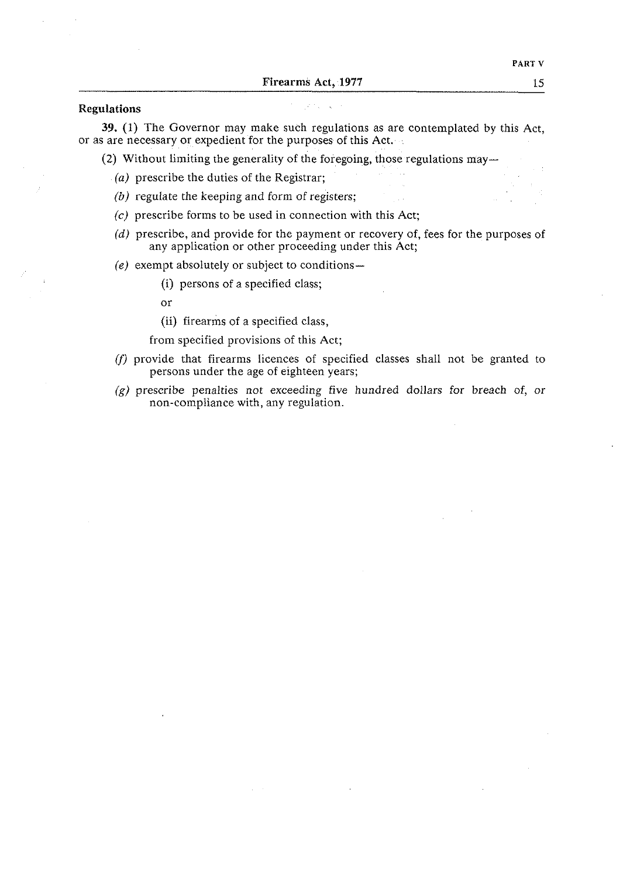### Regulations

**39.** (1) The Governor may make such regulations as are contemplated by this Act, or as are necessary or expedient for the purposes of this Act.

(2) Without limiting the generality of the foregoing, those regulations may—

*(a)* prescribe the duties of the Registrar;

*(b)* regulate the keeping and form of registers;

*(c)* prescribe forms to be used in connection with this Act;

*(d)* prescribe, and provide for the payment or recovery of, fees for the purposes of any application or other proceeding under this Act;

*(e)* exempt absolutely or subject to conditions—

(i) persons of a specified class;

or

(ii) firearms of a specified class,

from specified provisions of this Act;

*(f)* provide that firearms licences of specified classes shall not be granted to persons under the age of eighteen years;

*(g)* prescribe penalties not exceeding five hundred dollars for breach of, or non-compliance with, any regulation.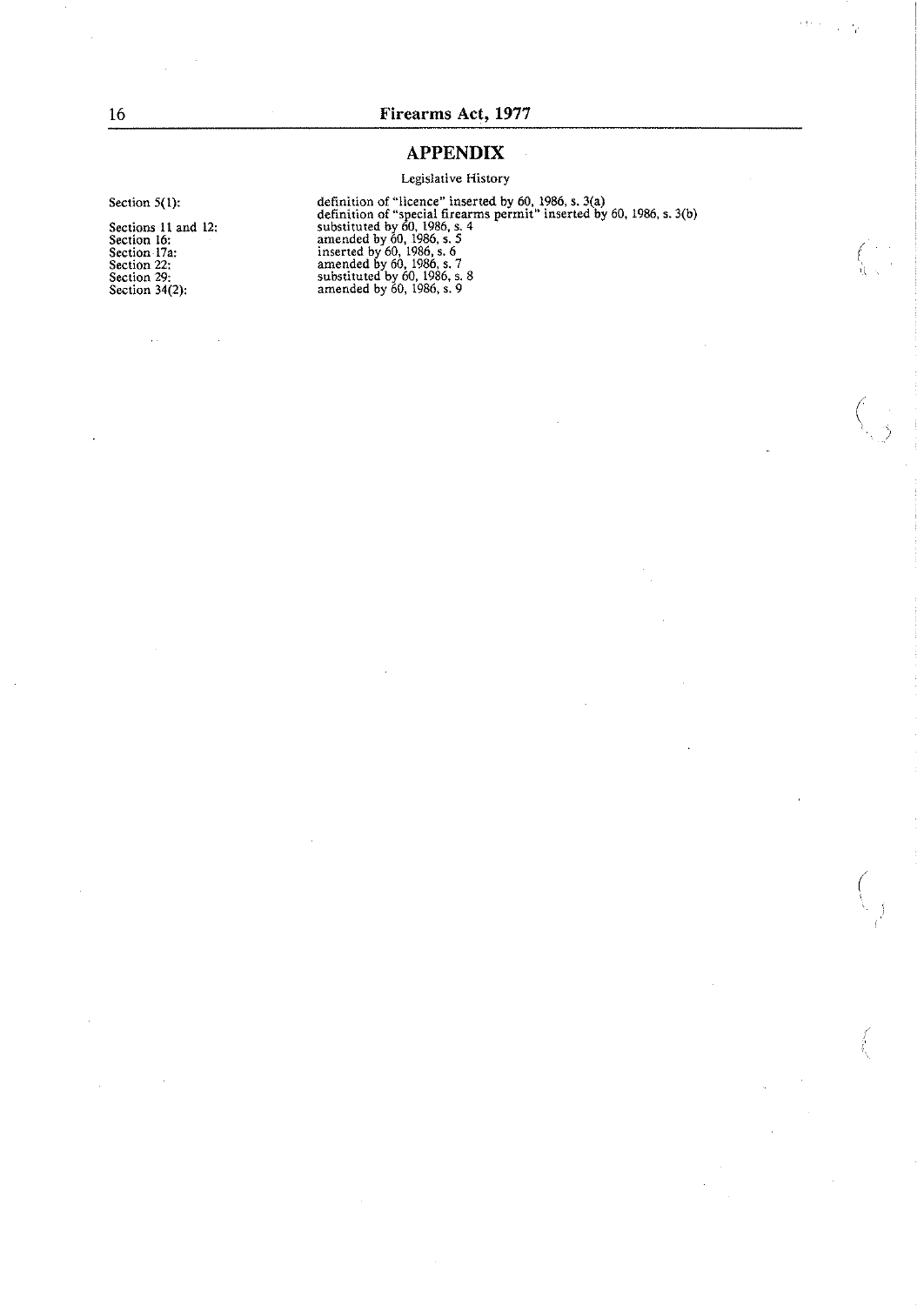## APPENDIX

Legislative History

| | |
|---|---|
| Section 5(1): | definition of "licence" inserted by 60, 1986, s. 3(a) |
| | definition of "special firearms permit" inserted by 60, 1986, s. 3(b) |
| Sections 11 and 12: | substituted by 60, 1986, s. 4 |
| Section 16: | amended by 60, 1986, s. 5 |
| Section 17a: | inserted by 60, 1986, s. 6 |
| Section 22: | amended by 60, 1986, s. 7 |
| Section 29: | substituted by 60, 1986, s. 8 |
| Section 34(2): | amended by 60, 1986, s. 9 |